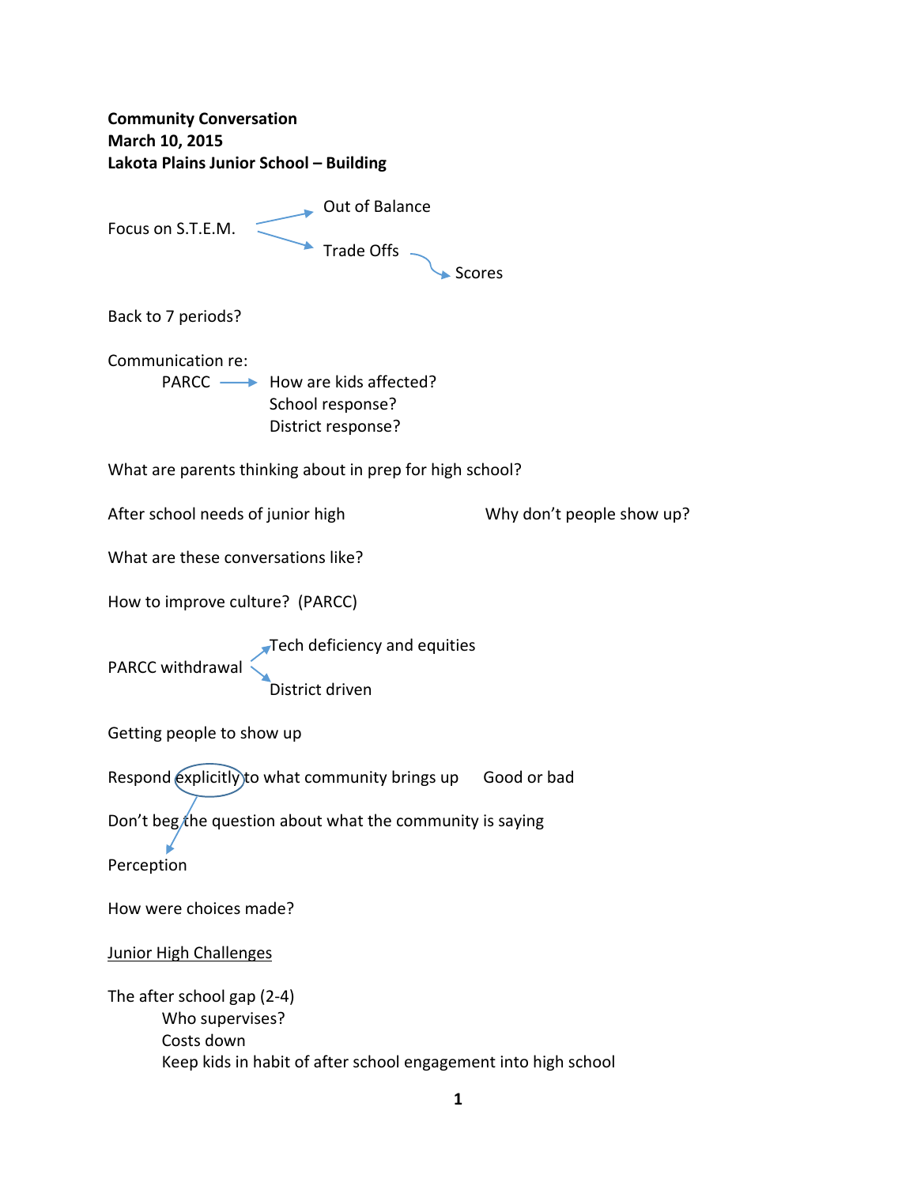**Community Conversation**
**March 10, 2015**
**Lakota Plains Junior School – Building**

Focus on S.T.E.M. → Out of Balance
→ Trade Offs → Scores

Back to 7 periods?

Communication re:
PARCC → How are kids affected?
School response?
District response?

What are parents thinking about in prep for high school?

After school needs of junior high

Why don't people show up?

What are these conversations like?

How to improve culture? (PARCC)

PARCC withdrawal → Tech deficiency and equities
→ District driven

Getting people to show up

Respond explicitly to what community brings up Good or bad

Don't beg the question about what the community is saying

Perception

How were choices made?

Junior High Challenges

The after school gap (2-4)
- Who supervises?
- Costs down
- Keep kids in habit of after school engagement into high school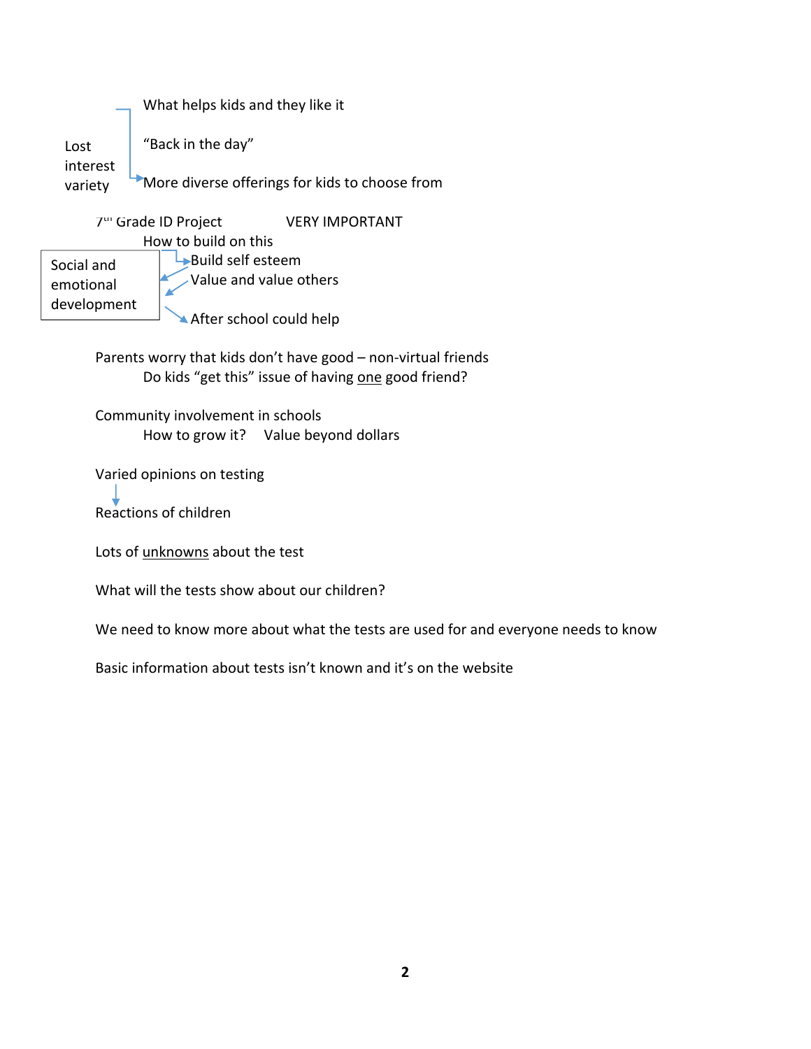What helps kids and they like it

Lost interest variety

"Back in the day"

More diverse offerings for kids to choose from

7th Grade ID Project VERY IMPORTANT

How to build on this

Social and emotional development

- Build self esteem
- Value and value others
- After school could help

Parents worry that kids don't have good – non-virtual friends

Do kids "get this" issue of having one good friend?

Community involvement in schools

How to grow it? Value beyond dollars

Varied opinions on testing

Reactions of children

Lots of unknowns about the test

What will the tests show about our children?

We need to know more about what the tests are used for and everyone needs to know

Basic information about tests isn't known and it's on the website